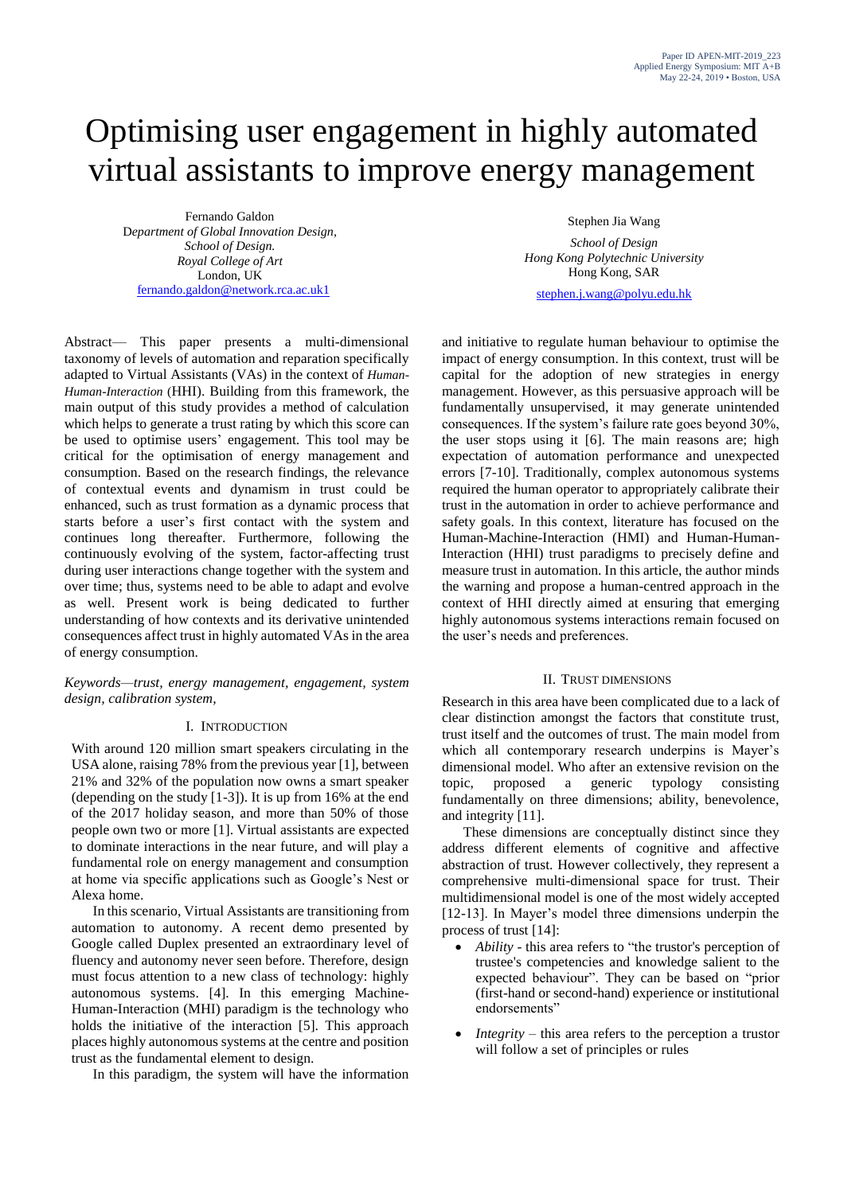# Optimising user engagement in highly automated virtual assistants to improve energy management

Fernando Galdon
*Department of Global Innovation Design, School of Design.*
*Royal College of Art*
London, UK
fernando.galdon@network.rca.ac.uk1

Stephen Jia Wang
*School of Design*
*Hong Kong Polytechnic University*
Hong Kong, SAR
stephen.j.wang@polyu.edu.hk

Abstract— This paper presents a multi-dimensional taxonomy of levels of automation and reparation specifically adapted to Virtual Assistants (VAs) in the context of *Human-Human-Interaction* (HHI). Building from this framework, the main output of this study provides a method of calculation which helps to generate a trust rating by which this score can be used to optimise users' engagement. This tool may be critical for the optimisation of energy management and consumption. Based on the research findings, the relevance of contextual events and dynamism in trust could be enhanced, such as trust formation as a dynamic process that starts before a user's first contact with the system and continues long thereafter. Furthermore, following the continuously evolving of the system, factor-affecting trust during user interactions change together with the system and over time; thus, systems need to be able to adapt and evolve as well. Present work is being dedicated to further understanding of how contexts and its derivative unintended consequences affect trust in highly automated VAs in the area of energy consumption.

*Keywords—trust, energy management, engagement, system design, calibration system,*

## I. Introduction

With around 120 million smart speakers circulating in the USA alone, raising 78% from the previous year [1], between 21% and 32% of the population now owns a smart speaker (depending on the study [1-3]). It is up from 16% at the end of the 2017 holiday season, and more than 50% of those people own two or more [1]. Virtual assistants are expected to dominate interactions in the near future, and will play a fundamental role on energy management and consumption at home via specific applications such as Google's Nest or Alexa home.

In this scenario, Virtual Assistants are transitioning from automation to autonomy. A recent demo presented by Google called Duplex presented an extraordinary level of fluency and autonomy never seen before. Therefore, design must focus attention to a new class of technology: highly autonomous systems. [4]. In this emerging Machine-Human-Interaction (MHI) paradigm is the technology who holds the initiative of the interaction [5]. This approach places highly autonomous systems at the centre and position trust as the fundamental element to design.

In this paradigm, the system will have the information and initiative to regulate human behaviour to optimise the impact of energy consumption. In this context, trust will be capital for the adoption of new strategies in energy management. However, as this persuasive approach will be fundamentally unsupervised, it may generate unintended consequences. If the system's failure rate goes beyond 30%, the user stops using it [6]. The main reasons are; high expectation of automation performance and unexpected errors [7-10]. Traditionally, complex autonomous systems required the human operator to appropriately calibrate their trust in the automation in order to achieve performance and safety goals. In this context, literature has focused on the Human-Machine-Interaction (HMI) and Human-Human-Interaction (HHI) trust paradigms to precisely define and measure trust in automation. In this article, the author minds the warning and propose a human-centred approach in the context of HHI directly aimed at ensuring that emerging highly autonomous systems interactions remain focused on the user's needs and preferences.

## II. Trust dimensions

Research in this area have been complicated due to a lack of clear distinction amongst the factors that constitute trust, trust itself and the outcomes of trust. The main model from which all contemporary research underpins is Mayer's dimensional model. Who after an extensive revision on the topic, proposed a generic typology consisting fundamentally on three dimensions; ability, benevolence, and integrity [11].

These dimensions are conceptually distinct since they address different elements of cognitive and affective abstraction of trust. However collectively, they represent a comprehensive multi-dimensional space for trust. Their multidimensional model is one of the most widely accepted [12-13]. In Mayer's model three dimensions underpin the process of trust [14]:

- *Ability* - this area refers to "the trustor's perception of trustee's competencies and knowledge salient to the expected behaviour". They can be based on "prior (first-hand or second-hand) experience or institutional endorsements"
- *Integrity* – this area refers to the perception a trustor will follow a set of principles or rules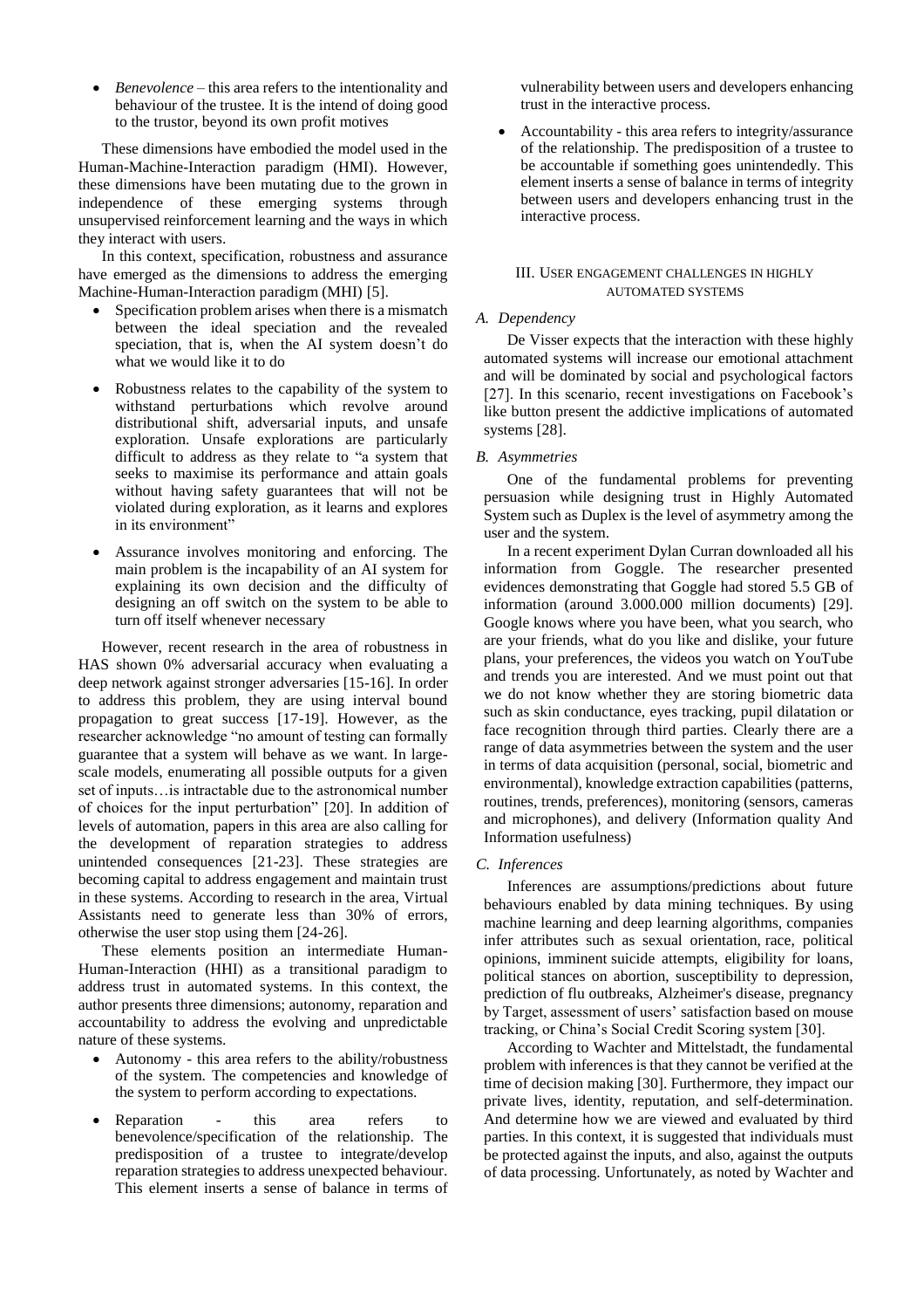- *Benevolence* – this area refers to the intentionality and behaviour of the trustee. It is the intend of doing good to the trustor, beyond its own profit motives

These dimensions have embodied the model used in the Human-Machine-Interaction paradigm (HMI). However, these dimensions have been mutating due to the grown in independence of these emerging systems through unsupervised reinforcement learning and the ways in which they interact with users.

In this context, specification, robustness and assurance have emerged as the dimensions to address the emerging Machine-Human-Interaction paradigm (MHI) [5].

- Specification problem arises when there is a mismatch between the ideal speciation and the revealed speciation, that is, when the AI system doesn't do what we would like it to do
- Robustness relates to the capability of the system to withstand perturbations which revolve around distributional shift, adversarial inputs, and unsafe exploration. Unsafe explorations are particularly difficult to address as they relate to "a system that seeks to maximise its performance and attain goals without having safety guarantees that will not be violated during exploration, as it learns and explores in its environment"
- Assurance involves monitoring and enforcing. The main problem is the incapability of an AI system for explaining its own decision and the difficulty of designing an off switch on the system to be able to turn off itself whenever necessary

However, recent research in the area of robustness in HAS shown 0% adversarial accuracy when evaluating a deep network against stronger adversaries [15-16]. In order to address this problem, they are using interval bound propagation to great success [17-19]. However, as the researcher acknowledge "no amount of testing can formally guarantee that a system will behave as we want. In large-scale models, enumerating all possible outputs for a given set of inputs…is intractable due to the astronomical number of choices for the input perturbation" [20]. In addition of levels of automation, papers in this area are also calling for the development of reparation strategies to address unintended consequences [21-23]. These strategies are becoming capital to address engagement and maintain trust in these systems. According to research in the area, Virtual Assistants need to generate less than 30% of errors, otherwise the user stop using them [24-26].

These elements position an intermediate Human-Human-Interaction (HHI) as a transitional paradigm to address trust in automated systems. In this context, the author presents three dimensions; autonomy, reparation and accountability to address the evolving and unpredictable nature of these systems.

- Autonomy - this area refers to the ability/robustness of the system. The competencies and knowledge of the system to perform according to expectations.
- Reparation - this area refers to benevolence/specification of the relationship. The predisposition of a trustee to integrate/develop reparation strategies to address unexpected behaviour. This element inserts a sense of balance in terms of vulnerability between users and developers enhancing trust in the interactive process.
- Accountability - this area refers to integrity/assurance of the relationship. The predisposition of a trustee to be accountable if something goes unintendedly. This element inserts a sense of balance in terms of integrity between users and developers enhancing trust in the interactive process.

## III. User Engagement Challenges in Highly Automated Systems

### A. Dependency

De Visser expects that the interaction with these highly automated systems will increase our emotional attachment and will be dominated by social and psychological factors [27]. In this scenario, recent investigations on Facebook's like button present the addictive implications of automated systems [28].

### B. Asymmetries

One of the fundamental problems for preventing persuasion while designing trust in Highly Automated System such as Duplex is the level of asymmetry among the user and the system.

In a recent experiment Dylan Curran downloaded all his information from Goggle. The researcher presented evidences demonstrating that Goggle had stored 5.5 GB of information (around 3.000.000 million documents) [29]. Google knows where you have been, what you search, who are your friends, what do you like and dislike, your future plans, your preferences, the videos you watch on YouTube and trends you are interested. And we must point out that we do not know whether they are storing biometric data such as skin conductance, eyes tracking, pupil dilatation or face recognition through third parties. Clearly there are a range of data asymmetries between the system and the user in terms of data acquisition (personal, social, biometric and environmental), knowledge extraction capabilities (patterns, routines, trends, preferences), monitoring (sensors, cameras and microphones), and delivery (Information quality And Information usefulness)

### C. Inferences

Inferences are assumptions/predictions about future behaviours enabled by data mining techniques. By using machine learning and deep learning algorithms, companies infer attributes such as sexual orientation, race, political opinions, imminent suicide attempts, eligibility for loans, political stances on abortion, susceptibility to depression, prediction of flu outbreaks, Alzheimer's disease, pregnancy by Target, assessment of users' satisfaction based on mouse tracking, or China's Social Credit Scoring system [30].

According to Wachter and Mittelstadt, the fundamental problem with inferences is that they cannot be verified at the time of decision making [30]. Furthermore, they impact our private lives, identity, reputation, and self-determination. And determine how we are viewed and evaluated by third parties. In this context, it is suggested that individuals must be protected against the inputs, and also, against the outputs of data processing. Unfortunately, as noted by Wachter and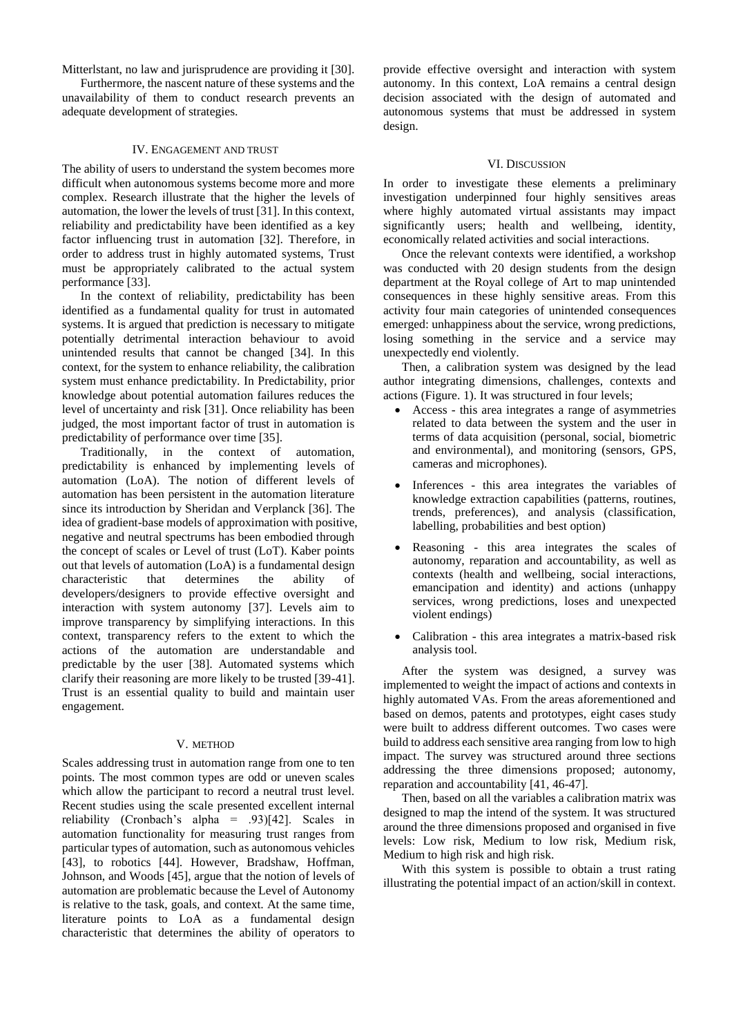Mitterlstant, no law and jurisprudence are providing it [30].

Furthermore, the nascent nature of these systems and the unavailability of them to conduct research prevents an adequate development of strategies.

## IV. Engagement and Trust

The ability of users to understand the system becomes more difficult when autonomous systems become more and more complex. Research illustrate that the higher the levels of automation, the lower the levels of trust [31]. In this context, reliability and predictability have been identified as a key factor influencing trust in automation [32]. Therefore, in order to address trust in highly automated systems, Trust must be appropriately calibrated to the actual system performance [33].

In the context of reliability, predictability has been identified as a fundamental quality for trust in automated systems. It is argued that prediction is necessary to mitigate potentially detrimental interaction behaviour to avoid unintended results that cannot be changed [34]. In this context, for the system to enhance reliability, the calibration system must enhance predictability. In Predictability, prior knowledge about potential automation failures reduces the level of uncertainty and risk [31]. Once reliability has been judged, the most important factor of trust in automation is predictability of performance over time [35].

Traditionally, in the context of automation, predictability is enhanced by implementing levels of automation (LoA). The notion of different levels of automation has been persistent in the automation literature since its introduction by Sheridan and Verplanck [36]. The idea of gradient-base models of approximation with positive, negative and neutral spectrums has been embodied through the concept of scales or Level of trust (LoT). Kaber points out that levels of automation (LoA) is a fundamental design characteristic that determines the ability of developers/designers to provide effective oversight and interaction with system autonomy [37]. Levels aim to improve transparency by simplifying interactions. In this context, transparency refers to the extent to which the actions of the automation are understandable and predictable by the user [38]. Automated systems which clarify their reasoning are more likely to be trusted [39-41]. Trust is an essential quality to build and maintain user engagement.

## V. Method

Scales addressing trust in automation range from one to ten points. The most common types are odd or uneven scales which allow the participant to record a neutral trust level. Recent studies using the scale presented excellent internal reliability (Cronbach's alpha = .93)[42]. Scales in automation functionality for measuring trust ranges from particular types of automation, such as autonomous vehicles [43], to robotics [44]. However, Bradshaw, Hoffman, Johnson, and Woods [45], argue that the notion of levels of automation are problematic because the Level of Autonomy is relative to the task, goals, and context. At the same time, literature points to LoA as a fundamental design characteristic that determines the ability of operators to provide effective oversight and interaction with system autonomy. In this context, LoA remains a central design decision associated with the design of automated and autonomous systems that must be addressed in system design.

## VI. Discussion

In order to investigate these elements a preliminary investigation underpinned four highly sensitives areas where highly automated virtual assistants may impact significantly users; health and wellbeing, identity, economically related activities and social interactions.

Once the relevant contexts were identified, a workshop was conducted with 20 design students from the design department at the Royal college of Art to map unintended consequences in these highly sensitive areas. From this activity four main categories of unintended consequences emerged: unhappiness about the service, wrong predictions, losing something in the service and a service may unexpectedly end violently.

Then, a calibration system was designed by the lead author integrating dimensions, challenges, contexts and actions (Figure. 1). It was structured in four levels;

- Access - this area integrates a range of asymmetries related to data between the system and the user in terms of data acquisition (personal, social, biometric and environmental), and monitoring (sensors, GPS, cameras and microphones).
- Inferences - this area integrates the variables of knowledge extraction capabilities (patterns, routines, trends, preferences), and analysis (classification, labelling, probabilities and best option)
- Reasoning - this area integrates the scales of autonomy, reparation and accountability, as well as contexts (health and wellbeing, social interactions, emancipation and identity) and actions (unhappy services, wrong predictions, loses and unexpected violent endings)
- Calibration - this area integrates a matrix-based risk analysis tool.

After the system was designed, a survey was implemented to weight the impact of actions and contexts in highly automated VAs. From the areas aforementioned and based on demos, patents and prototypes, eight cases study were built to address different outcomes. Two cases were build to address each sensitive area ranging from low to high impact. The survey was structured around three sections addressing the three dimensions proposed; autonomy, reparation and accountability [41, 46-47].

Then, based on all the variables a calibration matrix was designed to map the intend of the system. It was structured around the three dimensions proposed and organised in five levels: Low risk, Medium to low risk, Medium risk, Medium to high risk and high risk.

With this system is possible to obtain a trust rating illustrating the potential impact of an action/skill in context.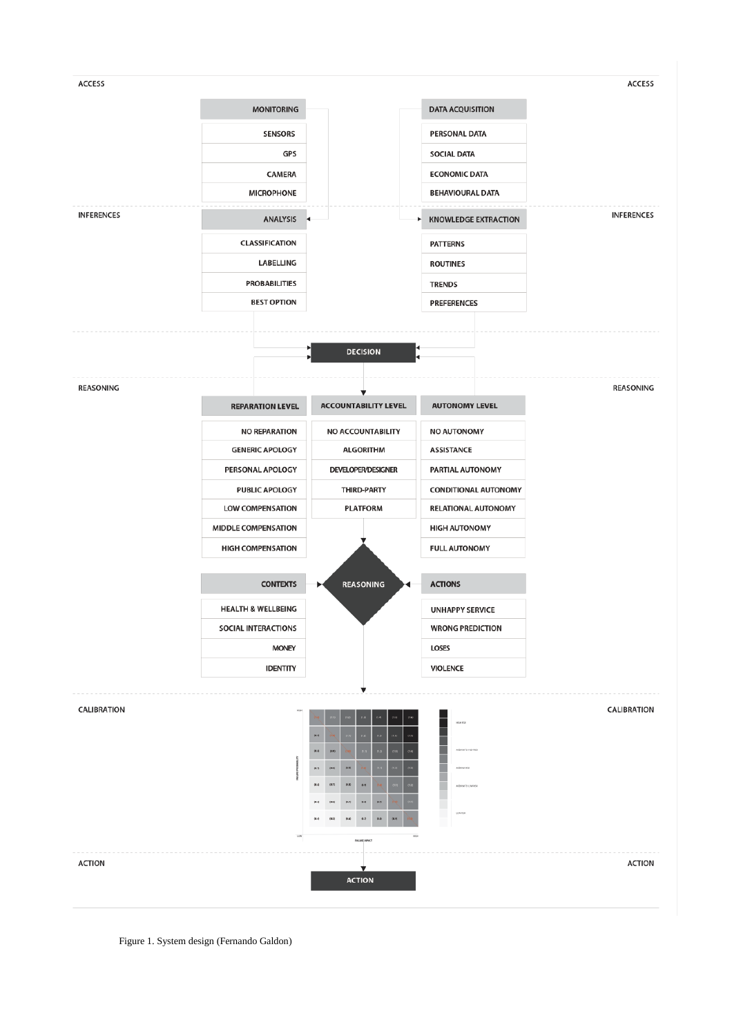**ACCESS**

**MONITORING**
- SENSORS
- GPS
- CAMERA
- MICROPHONE

**DATA ACQUISITION**
- PERSONAL DATA
- SOCIAL DATA
- ECONOMIC DATA
- BEHAVIOURAL DATA

**INFERENCES**

**ANALYSIS**
- CLASSIFICATION
- LABELLING
- PROBABILITIES
- BEST OPTION

**KNOWLEDGE EXTRACTION**
- PATTERNS
- ROUTINES
- TRENDS
- PREFERENCES

**DECISION**

**REASONING**

**REPARATION LEVEL**
- NO REPARATION
- GENERIC APOLOGY
- PERSONAL APOLOGY
- PUBLIC APOLOGY
- LOW COMPENSATION
- MIDDLE COMPENSATION
- HIGH COMPENSATION

**ACCOUNTABILITY LEVEL**
- NO ACCOUNTABILITY
- ALGORITHM
- DEVELOPER/DESIGNER
- THIRD-PARTY
- PLATFORM

**AUTONOMY LEVEL**
- NO AUTONOMY
- ASSISTANCE
- PARTIAL AUTONOMY
- CONDITIONAL AUTONOMY
- RELATIONAL AUTONOMY
- HIGH AUTONOMY
- FULL AUTONOMY

**CONTEXTS**
- HEALTH & WELLBEING
- SOCIAL INTERACTIONS
- MONEY
- IDENTITY

**REASONING**

**ACTIONS**
- UNHAPPY SERVICE
- WRONG PREDICTION
- LOSES
- VIOLENCE

**CALIBRATION**

**ACTION**

**ACTION**

Figure 1. System design (Fernando Galdon)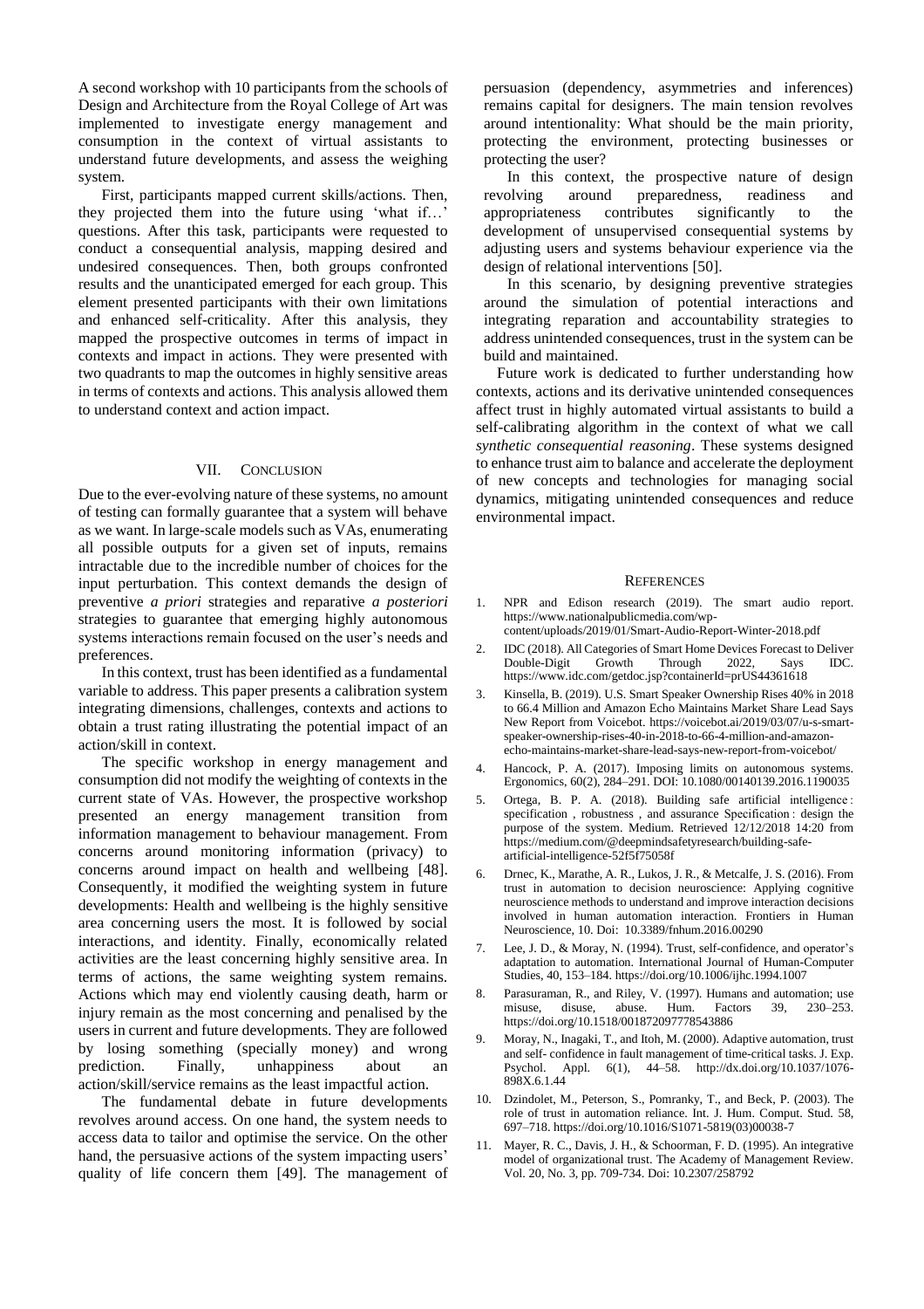A second workshop with 10 participants from the schools of Design and Architecture from the Royal College of Art was implemented to investigate energy management and consumption in the context of virtual assistants to understand future developments, and assess the weighing system.

First, participants mapped current skills/actions. Then, they projected them into the future using 'what if…' questions. After this task, participants were requested to conduct a consequential analysis, mapping desired and undesired consequences. Then, both groups confronted results and the unanticipated emerged for each group. This element presented participants with their own limitations and enhanced self-criticality. After this analysis, they mapped the prospective outcomes in terms of impact in contexts and impact in actions. They were presented with two quadrants to map the outcomes in highly sensitive areas in terms of contexts and actions. This analysis allowed them to understand context and action impact.

## VII. Conclusion

Due to the ever-evolving nature of these systems, no amount of testing can formally guarantee that a system will behave as we want. In large-scale models such as VAs, enumerating all possible outputs for a given set of inputs, remains intractable due to the incredible number of choices for the input perturbation. This context demands the design of preventive *a priori* strategies and reparative *a posteriori* strategies to guarantee that emerging highly autonomous systems interactions remain focused on the user's needs and preferences.

In this context, trust has been identified as a fundamental variable to address. This paper presents a calibration system integrating dimensions, challenges, contexts and actions to obtain a trust rating illustrating the potential impact of an action/skill in context.

The specific workshop in energy management and consumption did not modify the weighting of contexts in the current state of VAs. However, the prospective workshop presented an energy management transition from information management to behaviour management. From concerns around monitoring information (privacy) to concerns around impact on health and wellbeing [48]. Consequently, it modified the weighting system in future developments: Health and wellbeing is the highly sensitive area concerning users the most. It is followed by social interactions, and identity. Finally, economically related activities are the least concerning highly sensitive area. In terms of actions, the same weighting system remains. Actions which may end violently causing death, harm or injury remain as the most concerning and penalised by the users in current and future developments. They are followed by losing something (specially money) and wrong prediction. Finally, unhappiness about an action/skill/service remains as the least impactful action.

The fundamental debate in future developments revolves around access. On one hand, the system needs to access data to tailor and optimise the service. On the other hand, the persuasive actions of the system impacting users' quality of life concern them [49]. The management of persuasion (dependency, asymmetries and inferences) remains capital for designers. The main tension revolves around intentionality: What should be the main priority, protecting the environment, protecting businesses or protecting the user?

In this context, the prospective nature of design revolving around preparedness, readiness and appropriateness contributes significantly to the development of unsupervised consequential systems by adjusting users and systems behaviour experience via the design of relational interventions [50].

In this scenario, by designing preventive strategies around the simulation of potential interactions and integrating reparation and accountability strategies to address unintended consequences, trust in the system can be build and maintained.

Future work is dedicated to further understanding how contexts, actions and its derivative unintended consequences affect trust in highly automated virtual assistants to build a self-calibrating algorithm in the context of what we call *synthetic consequential reasoning*. These systems designed to enhance trust aim to balance and accelerate the deployment of new concepts and technologies for managing social dynamics, mitigating unintended consequences and reduce environmental impact.

## References

1. NPR and Edison research (2019). The smart audio report. https://www.nationalpublicmedia.com/wp-content/uploads/2019/01/Smart-Audio-Report-Winter-2018.pdf
2. IDC (2018). All Categories of Smart Home Devices Forecast to Deliver Double-Digit Growth Through 2022, Says IDC. https://www.idc.com/getdoc.jsp?containerId=prUS44361618
3. Kinsella, B. (2019). U.S. Smart Speaker Ownership Rises 40% in 2018 to 66.4 Million and Amazon Echo Maintains Market Share Lead Says New Report from Voicebot. https://voicebot.ai/2019/03/07/u-s-smart-speaker-ownership-rises-40-in-2018-to-66-4-million-and-amazon-echo-maintains-market-share-lead-says-new-report-from-voicebot/
4. Hancock, P. A. (2017). Imposing limits on autonomous systems. Ergonomics, 60(2), 284–291. DOI: 10.1080/00140139.2016.1190035
5. Ortega, B. P. A. (2018). Building safe artificial intelligence : specification , robustness , and assurance Specification : design the purpose of the system. Medium. Retrieved 12/12/2018 14:20 from https://medium.com/@deepmindsafetyresearch/building-safe-artificial-intelligence-52f5f75058f
6. Drnec, K., Marathe, A. R., Lukos, J. R., & Metcalfe, J. S. (2016). From trust in automation to decision neuroscience: Applying cognitive neuroscience methods to understand and improve interaction decisions involved in human automation interaction. Frontiers in Human Neuroscience, 10. Doi: 10.3389/fnhum.2016.00290
7. Lee, J. D., & Moray, N. (1994). Trust, self-confidence, and operator's adaptation to automation. International Journal of Human-Computer Studies, 40, 153–184. https://doi.org/10.1006/ijhc.1994.1007
8. Parasuraman, R., and Riley, V. (1997). Humans and automation; use misuse, disuse, abuse. Hum. Factors 39, 230–253. https://doi.org/10.1518/001872097778543886
9. Moray, N., Inagaki, T., and Itoh, M. (2000). Adaptive automation, trust and self- confidence in fault management of time-critical tasks. J. Exp. Psychol. Appl. 6(1), 44–58. http://dx.doi.org/10.1037/1076-898X.6.1.44
10. Dzindolet, M., Peterson, S., Pomranky, T., and Beck, P. (2003). The role of trust in automation reliance. Int. J. Hum. Comput. Stud. 58, 697–718. https://doi.org/10.1016/S1071-5819(03)00038-7
11. Mayer, R. C., Davis, J. H., & Schoorman, F. D. (1995). An integrative model of organizational trust. The Academy of Management Review. Vol. 20, No. 3, pp. 709-734. Doi: 10.2307/258792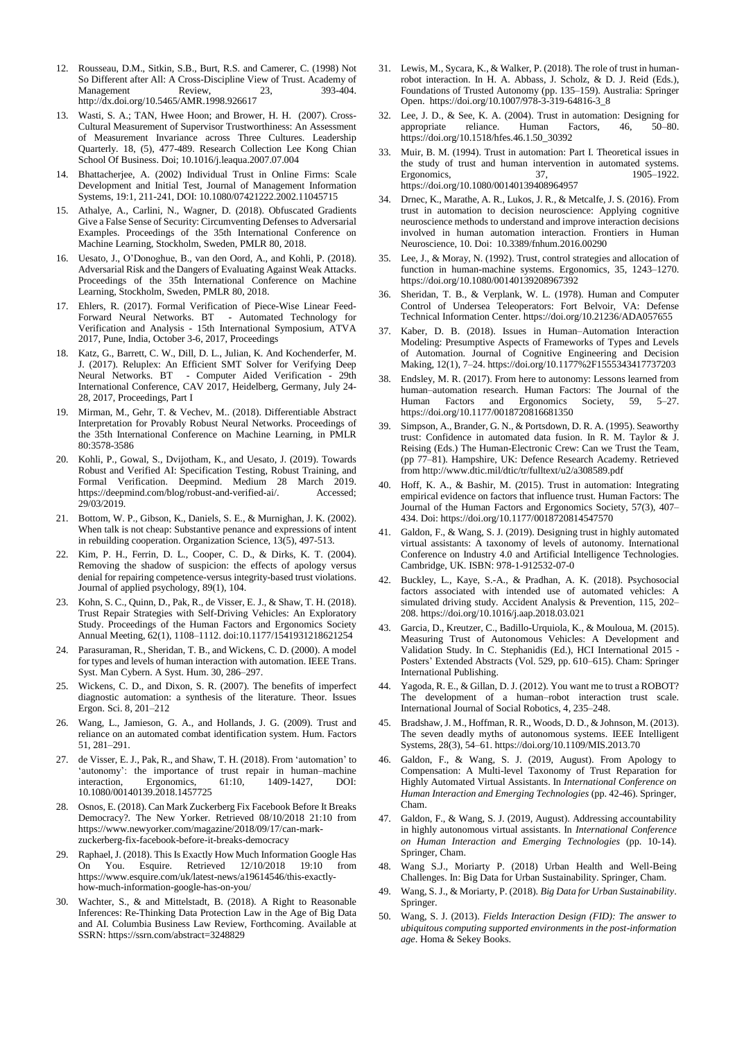12. Rousseau, D.M., Sitkin, S.B., Burt, R.S. and Camerer, C. (1998) Not So Different after All: A Cross-Discipline View of Trust. Academy of Management Review, 23, 393-404. http://dx.doi.org/10.5465/AMR.1998.926617

13. Wasti, S. A.; TAN, Hwee Hoon; and Brower, H. H. (2007). Cross-Cultural Measurement of Supervisor Trustworthiness: An Assessment of Measurement Invariance across Three Cultures. Leadership Quarterly. 18, (5), 477-489. Research Collection Lee Kong Chian School Of Business. Doi; 10.1016/j.leaqua.2007.07.004

14. Bhattacherjee, A. (2002) Individual Trust in Online Firms: Scale Development and Initial Test, Journal of Management Information Systems, 19:1, 211-241, DOI: 10.1080/07421222.2002.11045715

15. Athalye, A., Carlini, N., Wagner, D. (2018). Obfuscated Gradients Give a False Sense of Security: Circumventing Defenses to Adversarial Examples. Proceedings of the 35th International Conference on Machine Learning, Stockholm, Sweden, PMLR 80, 2018.

16. Uesato, J., O'Donoghue, B., van den Oord, A., and Kohli, P. (2018). Adversarial Risk and the Dangers of Evaluating Against Weak Attacks. Proceedings of the 35th International Conference on Machine Learning, Stockholm, Sweden, PMLR 80, 2018.

17. Ehlers, R. (2017). Formal Verification of Piece-Wise Linear Feed-Forward Neural Networks. BT - Automated Technology for Verification and Analysis - 15th International Symposium, ATVA 2017, Pune, India, October 3-6, 2017, Proceedings

18. Katz, G., Barrett, C. W., Dill, D. L., Julian, K. And Kochenderfer, M. J. (2017). Reluplex: An Efficient SMT Solver for Verifying Deep Neural Networks. BT - Computer Aided Verification - 29th International Conference, CAV 2017, Heidelberg, Germany, July 24-28, 2017, Proceedings, Part I

19. Mirman, M., Gehr, T. & Vechev, M.. (2018). Differentiable Abstract Interpretation for Provably Robust Neural Networks. Proceedings of the 35th International Conference on Machine Learning, in PMLR 80:3578-3586

20. Kohli, P., Gowal, S., Dvijotham, K., and Uesato, J. (2019). Towards Robust and Verified AI: Specification Testing, Robust Training, and Formal Verification. Deepmind. Medium 28 March 2019. https://deepmind.com/blog/robust-and-verified-ai/. Accessed; 29/03/2019.

21. Bottom, W. P., Gibson, K., Daniels, S. E., & Murnighan, J. K. (2002). When talk is not cheap: Substantive penance and expressions of intent in rebuilding cooperation. Organization Science, 13(5), 497-513.

22. Kim, P. H., Ferrin, D. L., Cooper, C. D., & Dirks, K. T. (2004). Removing the shadow of suspicion: the effects of apology versus denial for repairing competence-versus integrity-based trust violations. Journal of applied psychology, 89(1), 104.

23. Kohn, S. C., Quinn, D., Pak, R., de Visser, E. J., & Shaw, T. H. (2018). Trust Repair Strategies with Self-Driving Vehicles: An Exploratory Study. Proceedings of the Human Factors and Ergonomics Society Annual Meeting, 62(1), 1108–1112. doi:10.1177/1541931218621254

24. Parasuraman, R., Sheridan, T. B., and Wickens, C. D. (2000). A model for types and levels of human interaction with automation. IEEE Trans. Syst. Man Cybern. A Syst. Hum. 30, 286–297.

25. Wickens, C. D., and Dixon, S. R. (2007). The benefits of imperfect diagnostic automation: a synthesis of the literature. Theor. Issues Ergon. Sci. 8, 201–212

26. Wang, L., Jamieson, G. A., and Hollands, J. G. (2009). Trust and reliance on an automated combat identification system. Hum. Factors 51, 281–291.

27. de Visser, E. J., Pak, R., and Shaw, T. H. (2018). From 'automation' to 'autonomy': the importance of trust repair in human–machine interaction, Ergonomics, 61:10, 1409-1427, DOI: 10.1080/00140139.2018.1457725

28. Osnos, E. (2018). Can Mark Zuckerberg Fix Facebook Before It Breaks Democracy?. The New Yorker. Retrieved 08/10/2018 21:10 from https://www.newyorker.com/magazine/2018/09/17/can-mark-zuckerberg-fix-facebook-before-it-breaks-democracy

29. Raphael, J. (2018). This Is Exactly How Much Information Google Has On You. Esquire. Retrieved 12/10/2018 19:10 from https://www.esquire.com/uk/latest-news/a19614546/this-exactly-how-much-information-google-has-on-you/

30. Wachter, S., & and Mittelstadt, B. (2018). A Right to Reasonable Inferences: Re-Thinking Data Protection Law in the Age of Big Data and AI. Columbia Business Law Review, Forthcoming. Available at SSRN: https://ssrn.com/abstract=3248829

31. Lewis, M., Sycara, K., & Walker, P. (2018). The role of trust in human-robot interaction. In H. A. Abbass, J. Scholz, & D. J. Reid (Eds.), Foundations of Trusted Autonomy (pp. 135–159). Australia: Springer Open. https://doi.org/10.1007/978-3-319-64816-3_8

32. Lee, J. D., & See, K. A. (2004). Trust in automation: Designing for appropriate reliance. Human Factors, 46, 50–80. https://doi.org/10.1518/hfes.46.1.50_30392

33. Muir, B. M. (1994). Trust in automation: Part I. Theoretical issues in the study of trust and human intervention in automated systems. Ergonomics, 37, 1905–1922. https://doi.org/10.1080/00140139408964957

34. Drnec, K., Marathe, A. R., Lukos, J. R., & Metcalfe, J. S. (2016). From trust in automation to decision neuroscience: Applying cognitive neuroscience methods to understand and improve interaction decisions involved in human automation interaction. Frontiers in Human Neuroscience, 10. Doi: 10.3389/fnhum.2016.00290

35. Lee, J., & Moray, N. (1992). Trust, control strategies and allocation of function in human-machine systems. Ergonomics, 35, 1243–1270. https://doi.org/10.1080/00140139208967392

36. Sheridan, T. B., & Verplank, W. L. (1978). Human and Computer Control of Undersea Teleoperators: Fort Belvoir, VA: Defense Technical Information Center. https://doi.org/10.21236/ADA057655

37. Kaber, D. B. (2018). Issues in Human–Automation Interaction Modeling: Presumptive Aspects of Frameworks of Types and Levels of Automation. Journal of Cognitive Engineering and Decision Making, 12(1), 7–24. https://doi.org/10.1177%2F1555343417737203

38. Endsley, M. R. (2017). From here to autonomy: Lessons learned from human–automation research. Human Factors: The Journal of the Human Factors and Ergonomics Society, 59, 5–27. https://doi.org/10.1177/0018720816681350

39. Simpson, A., Brander, G. N., & Portsdown, D. R. A. (1995). Seaworthy trust: Confidence in automated data fusion. In R. M. Taylor & J. Reising (Eds.) The Human-Electronic Crew: Can we Trust the Team, (pp 77–81). Hampshire, UK: Defence Research Academy. Retrieved from http://www.dtic.mil/dtic/tr/fulltext/u2/a308589.pdf

40. Hoff, K. A., & Bashir, M. (2015). Trust in automation: Integrating empirical evidence on factors that influence trust. Human Factors: The Journal of the Human Factors and Ergonomics Society, 57(3), 407–434. Doi: https://doi.org/10.1177/0018720814547570

41. Galdon, F., & Wang, S. J. (2019). Designing trust in highly automated virtual assistants: A taxonomy of levels of autonomy. International Conference on Industry 4.0 and Artificial Intelligence Technologies. Cambridge, UK. ISBN: 978-1-912532-07-0

42. Buckley, L., Kaye, S.-A., & Pradhan, A. K. (2018). Psychosocial factors associated with intended use of automated vehicles: A simulated driving study. Accident Analysis & Prevention, 115, 202–208. https://doi.org/10.1016/j.aap.2018.03.021

43. Garcia, D., Kreutzer, C., Badillo-Urquiola, K., & Mouloua, M. (2015). Measuring Trust of Autonomous Vehicles: A Development and Validation Study. In C. Stephanidis (Ed.), HCI International 2015 - Posters' Extended Abstracts (Vol. 529, pp. 610–615). Cham: Springer International Publishing.

44. Yagoda, R. E., & Gillan, D. J. (2012). You want me to trust a ROBOT? The development of a human–robot interaction trust scale. International Journal of Social Robotics, 4, 235–248.

45. Bradshaw, J. M., Hoffman, R. R., Woods, D. D., & Johnson, M. (2013). The seven deadly myths of autonomous systems. IEEE Intelligent Systems, 28(3), 54–61. https://doi.org/10.1109/MIS.2013.70

46. Galdon, F., & Wang, S. J. (2019, August). From Apology to Compensation: A Multi-level Taxonomy of Trust Reparation for Highly Automated Virtual Assistants. In *International Conference on Human Interaction and Emerging Technologies* (pp. 42-46). Springer, Cham.

47. Galdon, F., & Wang, S. J. (2019, August). Addressing accountability in highly autonomous virtual assistants. In *International Conference on Human Interaction and Emerging Technologies* (pp. 10-14). Springer, Cham.

48. Wang S.J., Moriarty P. (2018) Urban Health and Well-Being Challenges. In: Big Data for Urban Sustainability. Springer, Cham.

49. Wang, S. J., & Moriarty, P. (2018). *Big Data for Urban Sustainability*. Springer.

50. Wang, S. J. (2013). *Fields Interaction Design (FID): The answer to ubiquitous computing supported environments in the post-information age*. Homa & Sekey Books.